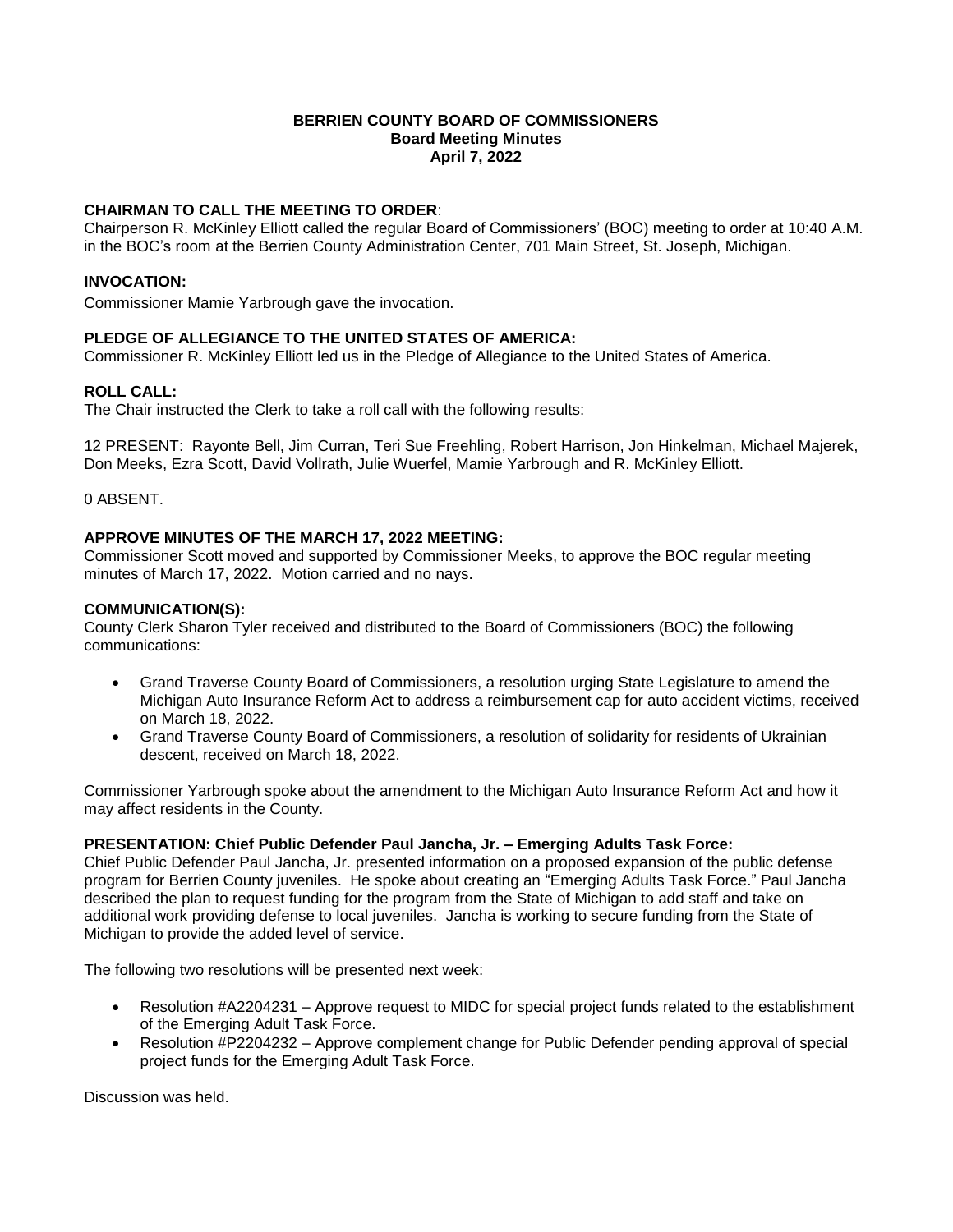**BERRIEN COUNTY BOARD OF COMMISSIONERS**
**Board Meeting Minutes**
**April 7, 2022**

**CHAIRMAN TO CALL THE MEETING TO ORDER**:
Chairperson R. McKinley Elliott called the regular Board of Commissioners' (BOC) meeting to order at 10:40 A.M. in the BOC's room at the Berrien County Administration Center, 701 Main Street, St. Joseph, Michigan.

**INVOCATION:**
Commissioner Mamie Yarbrough gave the invocation.

**PLEDGE OF ALLEGIANCE TO THE UNITED STATES OF AMERICA:**
Commissioner R. McKinley Elliott led us in the Pledge of Allegiance to the United States of America.

**ROLL CALL:**
The Chair instructed the Clerk to take a roll call with the following results:

12 PRESENT: Rayonte Bell, Jim Curran, Teri Sue Freehling, Robert Harrison, Jon Hinkelman, Michael Majerek, Don Meeks, Ezra Scott, David Vollrath, Julie Wuerfel, Mamie Yarbrough and R. McKinley Elliott.

0 ABSENT.

**APPROVE MINUTES OF THE MARCH 17, 2022 MEETING:**
Commissioner Scott moved and supported by Commissioner Meeks, to approve the BOC regular meeting minutes of March 17, 2022. Motion carried and no nays.

**COMMUNICATION(S):**
County Clerk Sharon Tyler received and distributed to the Board of Commissioners (BOC) the following communications:

- Grand Traverse County Board of Commissioners, a resolution urging State Legislature to amend the Michigan Auto Insurance Reform Act to address a reimbursement cap for auto accident victims, received on March 18, 2022.
- Grand Traverse County Board of Commissioners, a resolution of solidarity for residents of Ukrainian descent, received on March 18, 2022.

Commissioner Yarbrough spoke about the amendment to the Michigan Auto Insurance Reform Act and how it may affect residents in the County.

**PRESENTATION: Chief Public Defender Paul Jancha, Jr. – Emerging Adults Task Force:**
Chief Public Defender Paul Jancha, Jr. presented information on a proposed expansion of the public defense program for Berrien County juveniles. He spoke about creating an "Emerging Adults Task Force." Paul Jancha described the plan to request funding for the program from the State of Michigan to add staff and take on additional work providing defense to local juveniles. Jancha is working to secure funding from the State of Michigan to provide the added level of service.

The following two resolutions will be presented next week:

- Resolution #A2204231 – Approve request to MIDC for special project funds related to the establishment of the Emerging Adult Task Force.
- Resolution #P2204232 – Approve complement change for Public Defender pending approval of special project funds for the Emerging Adult Task Force.

Discussion was held.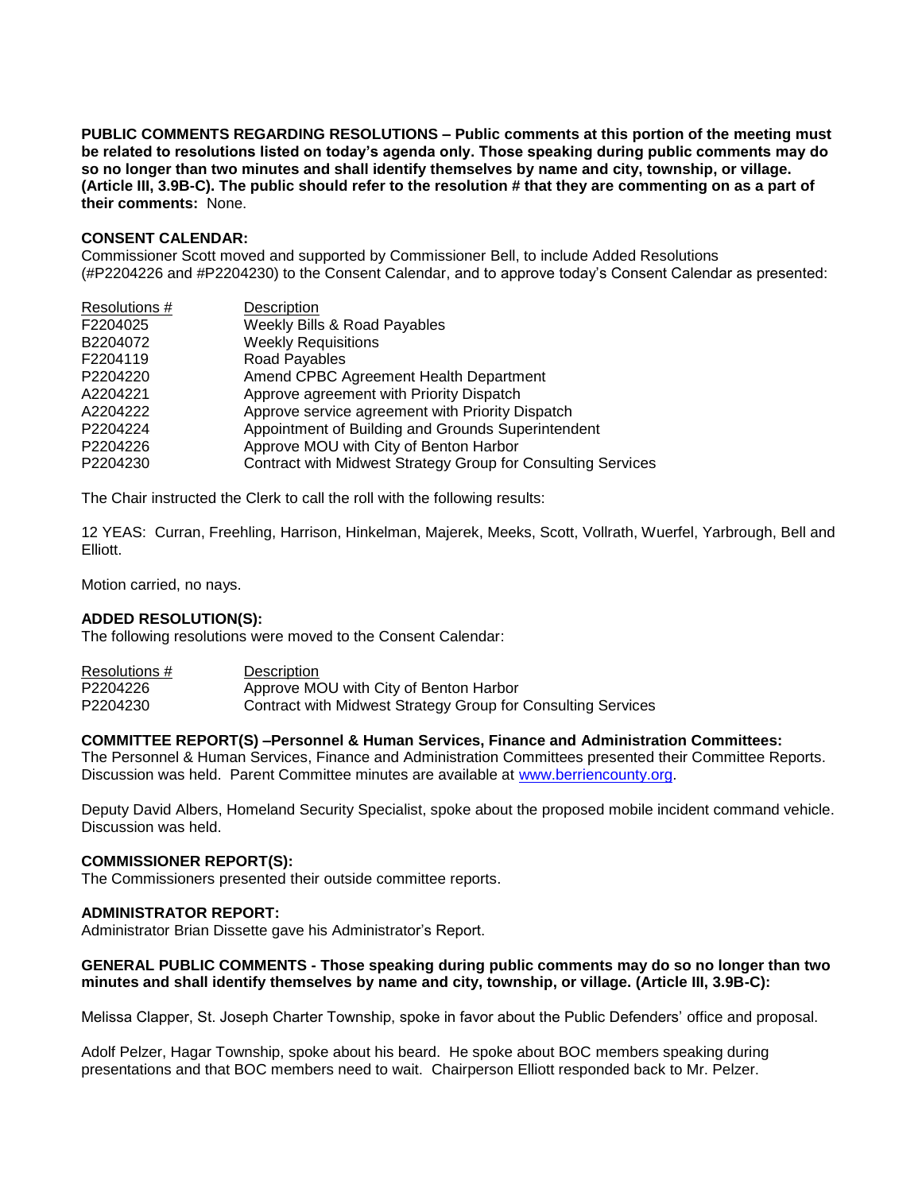**PUBLIC COMMENTS REGARDING RESOLUTIONS – Public comments at this portion of the meeting must be related to resolutions listed on today's agenda only. Those speaking during public comments may do so no longer than two minutes and shall identify themselves by name and city, township, or village. (Article III, 3.9B-C). The public should refer to the resolution # that they are commenting on as a part of their comments:** None.

**CONSENT CALENDAR:**

Commissioner Scott moved and supported by Commissioner Bell, to include Added Resolutions (#P2204226 and #P2204230) to the Consent Calendar, and to approve today's Consent Calendar as presented:

| Resolutions # | Description |
|---|---|
| F2204025 | Weekly Bills & Road Payables |
| B2204072 | Weekly Requisitions |
| F2204119 | Road Payables |
| P2204220 | Amend CPBC Agreement Health Department |
| A2204221 | Approve agreement with Priority Dispatch |
| A2204222 | Approve service agreement with Priority Dispatch |
| P2204224 | Appointment of Building and Grounds Superintendent |
| P2204226 | Approve MOU with City of Benton Harbor |
| P2204230 | Contract with Midwest Strategy Group for Consulting Services |

The Chair instructed the Clerk to call the roll with the following results:

12 YEAS: Curran, Freehling, Harrison, Hinkelman, Majerek, Meeks, Scott, Vollrath, Wuerfel, Yarbrough, Bell and Elliott.

Motion carried, no nays.

**ADDED RESOLUTION(S):**

The following resolutions were moved to the Consent Calendar:

| Resolutions # | Description |
|---|---|
| P2204226 | Approve MOU with City of Benton Harbor |
| P2204230 | Contract with Midwest Strategy Group for Consulting Services |

**COMMITTEE REPORT(S) –Personnel & Human Services, Finance and Administration Committees:**

The Personnel & Human Services, Finance and Administration Committees presented their Committee Reports. Discussion was held. Parent Committee minutes are available at www.berriencounty.org.

Deputy David Albers, Homeland Security Specialist, spoke about the proposed mobile incident command vehicle. Discussion was held.

**COMMISSIONER REPORT(S):**

The Commissioners presented their outside committee reports.

**ADMINISTRATOR REPORT:**

Administrator Brian Dissette gave his Administrator's Report.

**GENERAL PUBLIC COMMENTS - Those speaking during public comments may do so no longer than two minutes and shall identify themselves by name and city, township, or village. (Article III, 3.9B-C):**

Melissa Clapper, St. Joseph Charter Township, spoke in favor about the Public Defenders' office and proposal.

Adolf Pelzer, Hagar Township, spoke about his beard. He spoke about BOC members speaking during presentations and that BOC members need to wait. Chairperson Elliott responded back to Mr. Pelzer.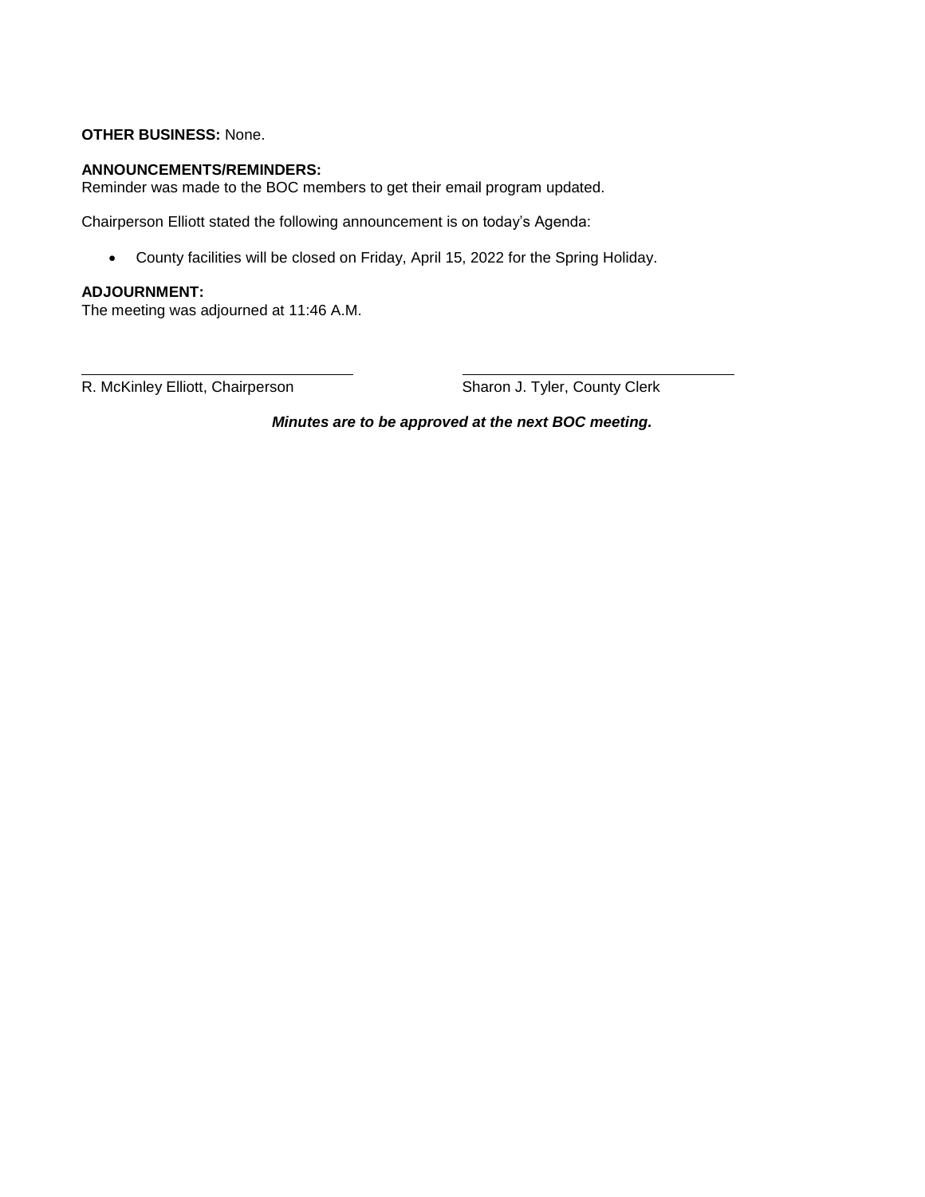**OTHER BUSINESS:** None.

**ANNOUNCEMENTS/REMINDERS:**
Reminder was made to the BOC members to get their email program updated.

Chairperson Elliott stated the following announcement is on today's Agenda:

- County facilities will be closed on Friday, April 15, 2022 for the Spring Holiday.

**ADJOURNMENT:**
The meeting was adjourned at 11:46 A.M.

| | |
|---|---|
| \_\_\_\_\_\_\_\_\_\_\_\_\_\_\_\_\_\_\_\_\_\_\_\_\_\_\_\_\_\_ | \_\_\_\_\_\_\_\_\_\_\_\_\_\_\_\_\_\_\_\_\_\_\_\_\_\_\_\_\_\_ |
| R. McKinley Elliott, Chairperson | Sharon J. Tyler, County Clerk |

***Minutes are to be approved at the next BOC meeting.***